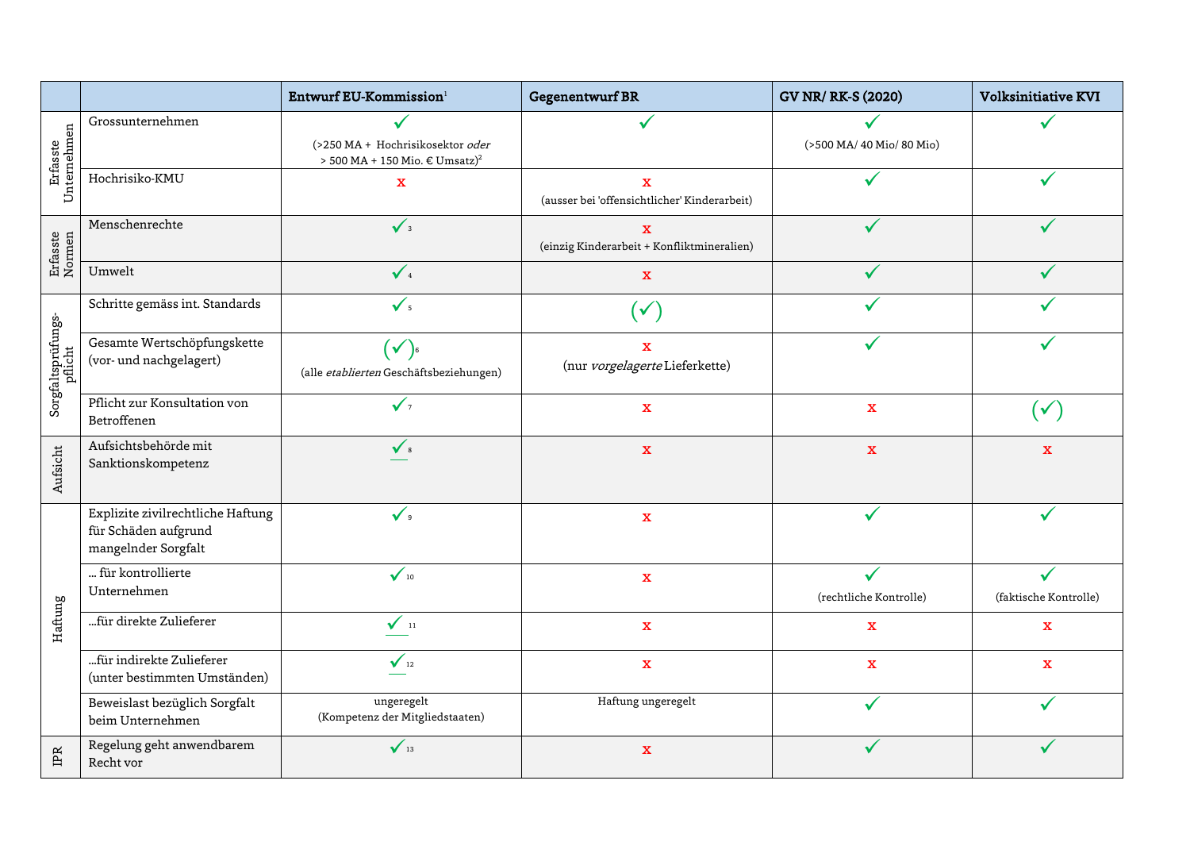| | | Entwurf EU-Kommission[1] | Gegenentwurf BR | GV NR/ RK-S (2020) | Volksinitiative KVI |
|---|---|---|---|---|---|
| Erfasste Unternehmen | Grossunternehmen | ✓ (>250 MA + Hochrisikosektor *oder* > 500 MA + 150 Mio. € Umsatz)[2] | ✓ | ✓ (>500 MA/ 40 Mio/ 80 Mio) | ✓ |
| | Hochrisiko-KMU | x | x (ausser bei 'offensichtlicher' Kinderarbeit) | ✓ | ✓ |
| Erfasste Normen | Menschenrechte | ✓[3] | x (einzig Kinderarbeit + Konfliktmineralien) | ✓ | ✓ |
| | Umwelt | ✓[4] | x | ✓ | ✓ |
| Sorgfaltsprüfungs-pflicht | Schritte gemäss int. Standards | ✓[5] | (✓) | ✓ | ✓ |
| | Gesamte Wertschöpfungskette (vor- und nachgelagert) | (✓)[6] (alle *etablierten* Geschäftsbeziehungen) | x (nur *vorgelagerte* Lieferkette) | ✓ | ✓ |
| | Pflicht zur Konsultation von Betroffenen | ✓[7] | x | x | (✓) |
| Aufsicht | Aufsichtsbehörde mit Sanktionskompetenz | ✓[8] | x | x | x |
| Haftung | Explizite zivilrechtliche Haftung für Schäden aufgrund mangelnder Sorgfalt | ✓[9] | x | ✓ | ✓ |
| | ... für kontrollierte Unternehmen | ✓[10] | x | ✓ (rechtliche Kontrolle) | ✓ (faktische Kontrolle) |
| | ...für direkte Zulieferer | ✓[11] | x | x | x |
| | ...für indirekte Zulieferer (unter bestimmten Umständen) | ✓[12] | x | x | x |
| | Beweislast bezüglich Sorgfalt beim Unternehmen | ungeregelt (Kompetenz der Mitgliedstaaten) | Haftung ungeregelt | ✓ | ✓ |
| IPR | Regelung geht anwendbarem Recht vor | ✓[13] | x | ✓ | ✓ |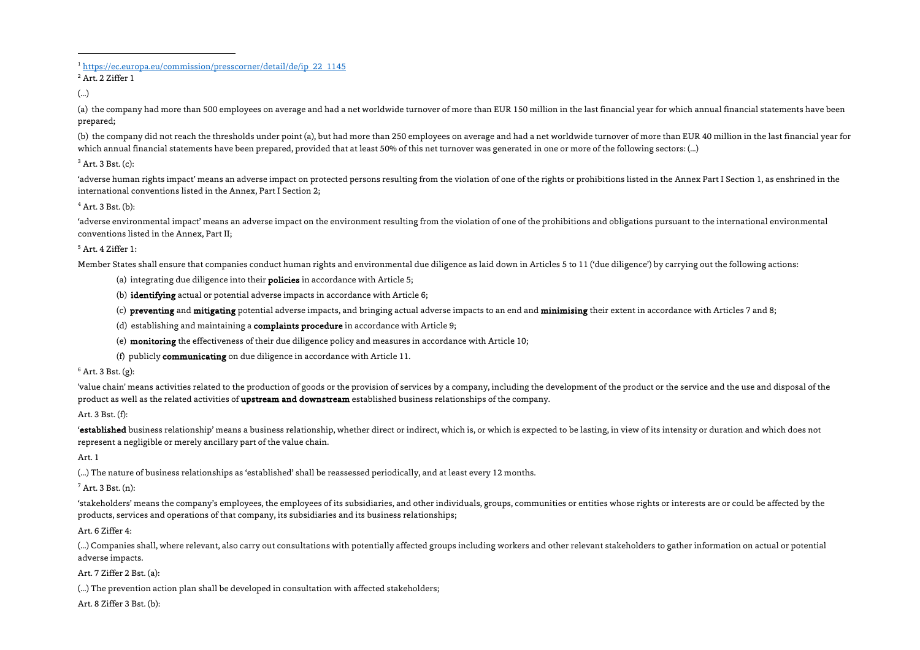---

[1] https://ec.europa.eu/commission/presscorner/detail/de/ip_22_1145

[2] Art. 2 Ziffer 1

(...)

(a) the company had more than 500 employees on average and had a net worldwide turnover of more than EUR 150 million in the last financial year for which annual financial statements have been prepared;

(b) the company did not reach the thresholds under point (a), but had more than 250 employees on average and had a net worldwide turnover of more than EUR 40 million in the last financial year for which annual financial statements have been prepared, provided that at least 50% of this net turnover was generated in one or more of the following sectors: (...)

[3] Art. 3 Bst. (c):

'adverse human rights impact' means an adverse impact on protected persons resulting from the violation of one of the rights or prohibitions listed in the Annex Part I Section 1, as enshrined in the international conventions listed in the Annex, Part I Section 2;

[4] Art. 3 Bst. (b):

'adverse environmental impact' means an adverse impact on the environment resulting from the violation of one of the prohibitions and obligations pursuant to the international environmental conventions listed in the Annex, Part II;

[5] Art. 4 Ziffer 1:

Member States shall ensure that companies conduct human rights and environmental due diligence as laid down in Articles 5 to 11 ('due diligence') by carrying out the following actions:

- (a) integrating due diligence into their **policies** in accordance with Article 5;
- (b) **identifying** actual or potential adverse impacts in accordance with Article 6;
- (c) **preventing** and **mitigating** potential adverse impacts, and bringing actual adverse impacts to an end and **minimising** their extent in accordance with Articles 7 and 8;
- (d) establishing and maintaining a **complaints procedure** in accordance with Article 9;
- (e) **monitoring** the effectiveness of their due diligence policy and measures in accordance with Article 10;
- (f) publicly **communicating** on due diligence in accordance with Article 11.

[6] Art. 3 Bst. (g):

'value chain' means activities related to the production of goods or the provision of services by a company, including the development of the product or the service and the use and disposal of the product as well as the related activities of **upstream and downstream** established business relationships of the company.

Art. 3 Bst. (f):

'**established** business relationship' means a business relationship, whether direct or indirect, which is, or which is expected to be lasting, in view of its intensity or duration and which does not represent a negligible or merely ancillary part of the value chain.

Art. 1

(...) The nature of business relationships as 'established' shall be reassessed periodically, and at least every 12 months.

[7] Art. 3 Bst. (n):

'stakeholders' means the company's employees, the employees of its subsidiaries, and other individuals, groups, communities or entities whose rights or interests are or could be affected by the products, services and operations of that company, its subsidiaries and its business relationships;

Art. 6 Ziffer 4:

(...) Companies shall, where relevant, also carry out consultations with potentially affected groups including workers and other relevant stakeholders to gather information on actual or potential adverse impacts.

Art. 7 Ziffer 2 Bst. (a):

(...) The prevention action plan shall be developed in consultation with affected stakeholders;

Art. 8 Ziffer 3 Bst. (b):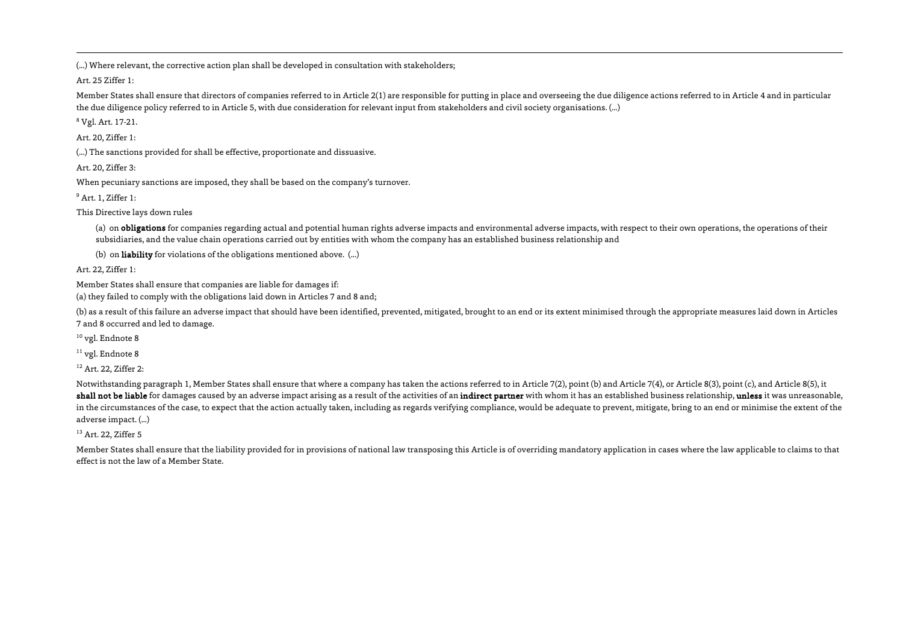(...) Where relevant, the corrective action plan shall be developed in consultation with stakeholders;

Art. 25 Ziffer 1:

Member States shall ensure that directors of companies referred to in Article 2(1) are responsible for putting in place and overseeing the due diligence actions referred to in Article 4 and in particular the due diligence policy referred to in Article 5, with due consideration for relevant input from stakeholders and civil society organisations. (...)

[8] Vgl. Art. 17-21.

Art. 20, Ziffer 1:

(...) The sanctions provided for shall be effective, proportionate and dissuasive.

Art. 20, Ziffer 3:

When pecuniary sanctions are imposed, they shall be based on the company's turnover.

[9] Art. 1, Ziffer 1:

This Directive lays down rules

(a) on **obligations** for companies regarding actual and potential human rights adverse impacts and environmental adverse impacts, with respect to their own operations, the operations of their subsidiaries, and the value chain operations carried out by entities with whom the company has an established business relationship and

(b) on **liability** for violations of the obligations mentioned above. (...)

Art. 22, Ziffer 1:

Member States shall ensure that companies are liable for damages if:
(a) they failed to comply with the obligations laid down in Articles 7 and 8 and;

(b) as a result of this failure an adverse impact that should have been identified, prevented, mitigated, brought to an end or its extent minimised through the appropriate measures laid down in Articles 7 and 8 occurred and led to damage.

[10] vgl. Endnote 8

[11] vgl. Endnote 8

[12] Art. 22, Ziffer 2:

Notwithstanding paragraph 1, Member States shall ensure that where a company has taken the actions referred to in Article 7(2), point (b) and Article 7(4), or Article 8(3), point (c), and Article 8(5), it **shall not be liable** for damages caused by an adverse impact arising as a result of the activities of an **indirect partner** with whom it has an established business relationship, **unless** it was unreasonable, in the circumstances of the case, to expect that the action actually taken, including as regards verifying compliance, would be adequate to prevent, mitigate, bring to an end or minimise the extent of the adverse impact. (...)

[13] Art. 22, Ziffer 5

Member States shall ensure that the liability provided for in provisions of national law transposing this Article is of overriding mandatory application in cases where the law applicable to claims to that effect is not the law of a Member State.